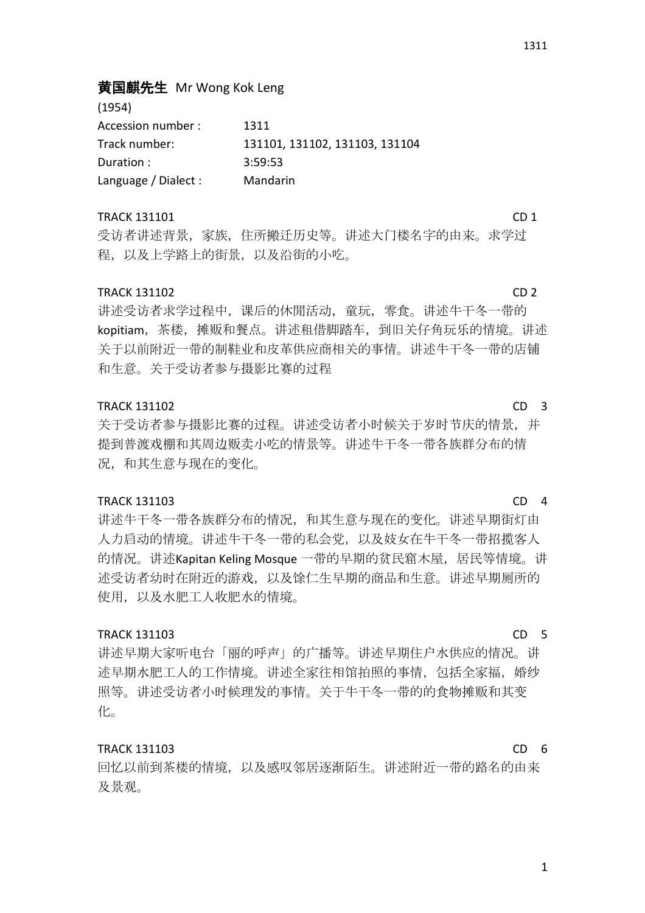**黄国麒先生** Mr Wong Kok Leng

(1954)

| | |
|---|---|
| Accession number : | 1311 |
| Track number: | 131101, 131102, 131103, 131104 |
| Duration : | 3:59:53 |
| Language / Dialect : | Mandarin |

TRACK 131101 CD 1

受访者讲述背景，家族，住所搬迁历史等。讲述大门楼名字的由来。求学过程，以及上学路上的街景，以及沿街的小吃。

TRACK 131102 CD 2

讲述受访者求学过程中，课后的休闲活动，童玩，零食。讲述牛干冬一带的 kopitiam，茶楼，摊贩和餐点。讲述租借脚踏车，到旧关仔角玩乐的情境。讲述关于以前附近一带的制鞋业和皮革供应商相关的事情。讲述牛干冬一带的店铺和生意。关于受访者参与摄影比赛的过程

TRACK 131102 CD 3

关于受访者参与摄影比赛的过程。讲述受访者小时候关于岁时节庆的情景，并提到普渡戏棚和其周边贩卖小吃的情景等。讲述牛干冬一带各族群分布的情况，和其生意与现在的变化。

TRACK 131103 CD 4

讲述牛干冬一带各族群分布的情况，和其生意与现在的变化。讲述早期街灯由人力启动的情境。讲述牛干冬一带的私会党，以及妓女在牛干冬一带招揽客人的情况。讲述Kapitan Keling Mosque 一带的早期的贫民窟木屋，居民等情境。讲述受访者幼时在附近的游戏，以及馀仁生早期的商品和生意。讲述早期厕所的使用，以及水肥工人收肥水的情境。

TRACK 131103 CD 5

讲述早期大家听电台「丽的呼声」的广播等。讲述早期住户水供应的情况。讲述早期水肥工人的工作情境。讲述全家往相馆拍照的事情，包括全家福，婚纱照等。讲述受访者小时候理发的事情。关于牛干冬一带的的食物摊贩和其变化。

TRACK 131103 CD 6

回忆以前到茶楼的情境，以及感叹邻居逐渐陌生。讲述附近一带的路名的由来及景观。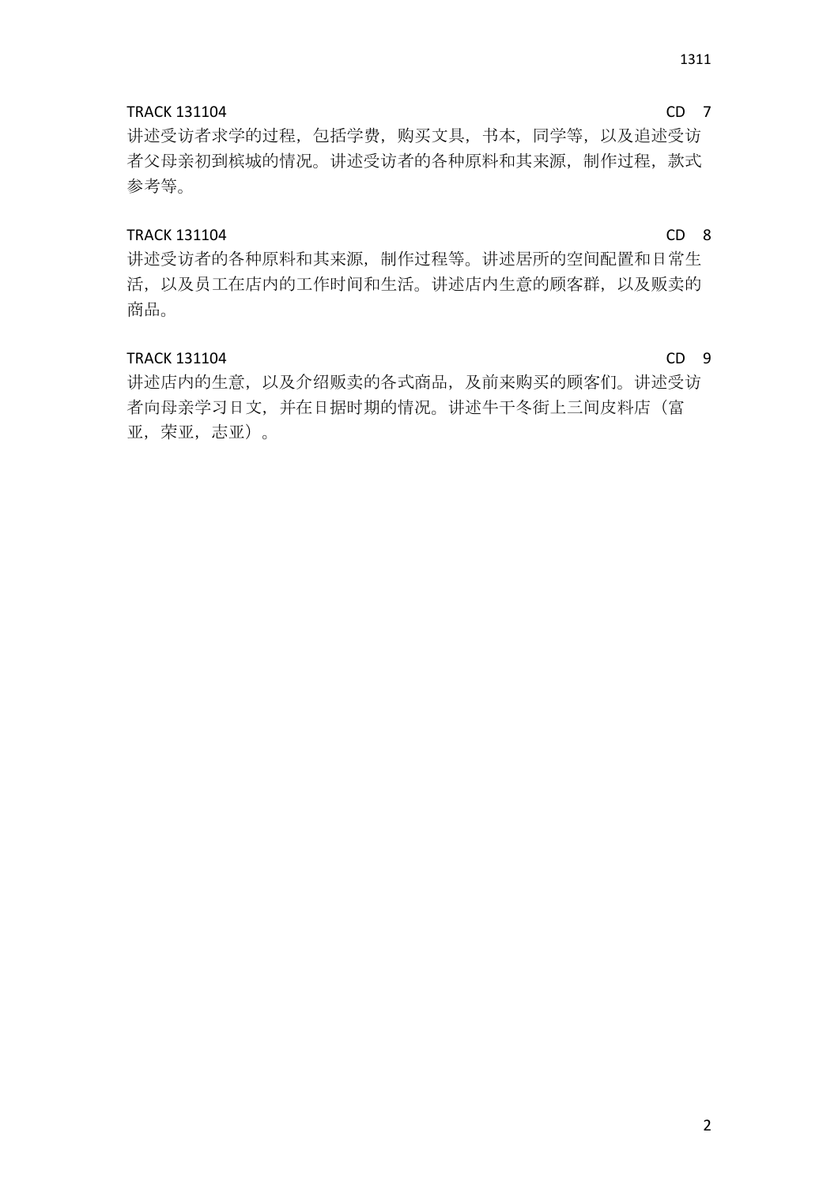TRACK 131104 CD 7

讲述受访者求学的过程，包括学费，购买文具，书本，同学等，以及追述受访者父母亲初到槟城的情况。讲述受访者的各种原料和其来源，制作过程，款式参考等。

TRACK 131104 CD 8

讲述受访者的各种原料和其来源，制作过程等。讲述居所的空间配置和日常生活，以及员工在店内的工作时间和生活。讲述店内生意的顾客群，以及贩卖的商品。

TRACK 131104 CD 9

讲述店内的生意，以及介绍贩卖的各式商品，及前来购买的顾客们。讲述受访者向母亲学习日文，并在日据时期的情况。讲述牛干冬街上三间皮料店（富亚，荣亚，志亚）。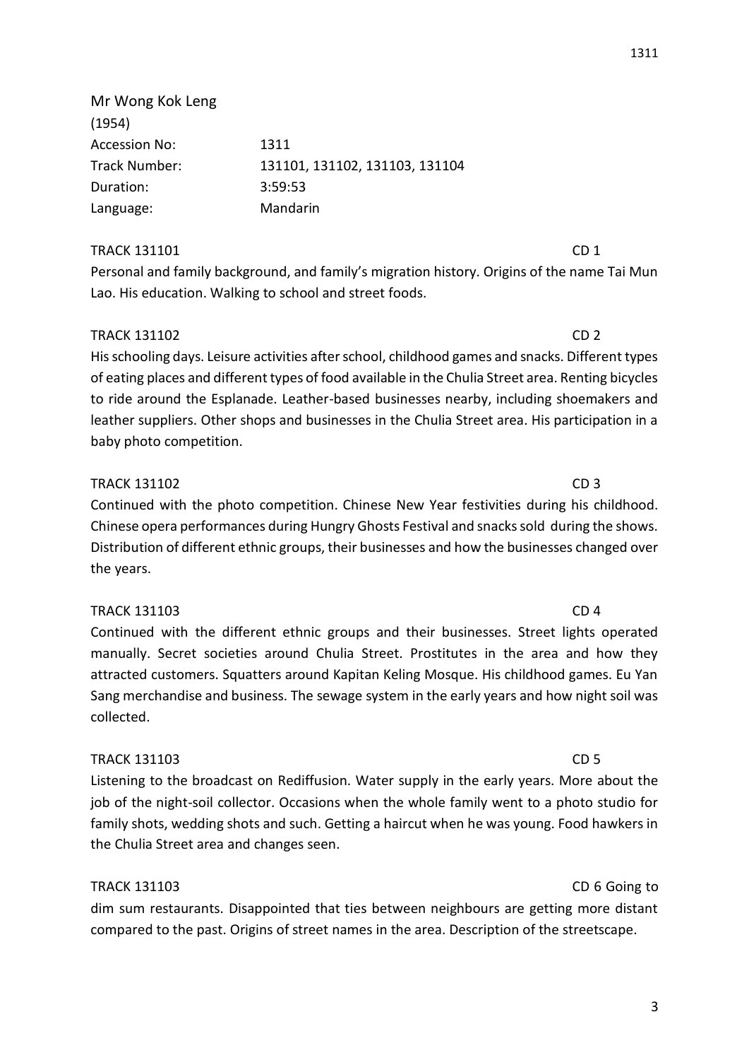Mr Wong Kok Leng
(1954)

| | |
|---|---|
| Accession No: | 1311 |
| Track Number: | 131101, 131102, 131103, 131104 |
| Duration: | 3:59:53 |
| Language: | Mandarin |

TRACK 131101 CD 1

Personal and family background, and family's migration history. Origins of the name Tai Mun Lao. His education. Walking to school and street foods.

TRACK 131102 CD 2

His schooling days. Leisure activities after school, childhood games and snacks. Different types of eating places and different types of food available in the Chulia Street area. Renting bicycles to ride around the Esplanade. Leather-based businesses nearby, including shoemakers and leather suppliers. Other shops and businesses in the Chulia Street area. His participation in a baby photo competition.

TRACK 131102 CD 3

Continued with the photo competition. Chinese New Year festivities during his childhood. Chinese opera performances during Hungry Ghosts Festival and snacks sold during the shows. Distribution of different ethnic groups, their businesses and how the businesses changed over the years.

TRACK 131103 CD 4

Continued with the different ethnic groups and their businesses. Street lights operated manually. Secret societies around Chulia Street. Prostitutes in the area and how they attracted customers. Squatters around Kapitan Keling Mosque. His childhood games. Eu Yan Sang merchandise and business. The sewage system in the early years and how night soil was collected.

TRACK 131103 CD 5

Listening to the broadcast on Rediffusion. Water supply in the early years. More about the job of the night-soil collector. Occasions when the whole family went to a photo studio for family shots, wedding shots and such. Getting a haircut when he was young. Food hawkers in the Chulia Street area and changes seen.

TRACK 131103 CD 6

Going to dim sum restaurants. Disappointed that ties between neighbours are getting more distant compared to the past. Origins of street names in the area. Description of the streetscape.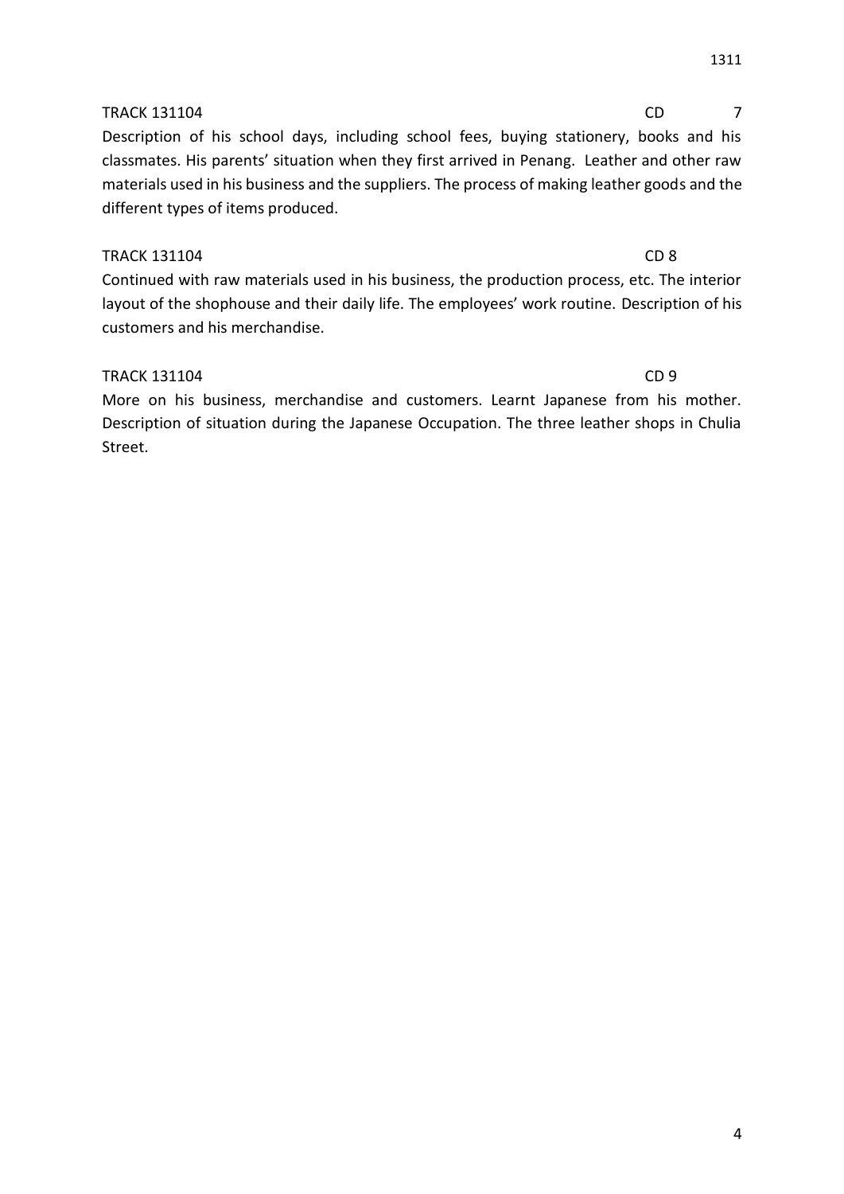TRACK 131104 CD 7

Description of his school days, including school fees, buying stationery, books and his classmates. His parents' situation when they first arrived in Penang. Leather and other raw materials used in his business and the suppliers. The process of making leather goods and the different types of items produced.

TRACK 131104 CD 8

Continued with raw materials used in his business, the production process, etc. The interior layout of the shophouse and their daily life. The employees' work routine. Description of his customers and his merchandise.

TRACK 131104 CD 9

More on his business, merchandise and customers. Learnt Japanese from his mother. Description of situation during the Japanese Occupation. The three leather shops in Chulia Street.